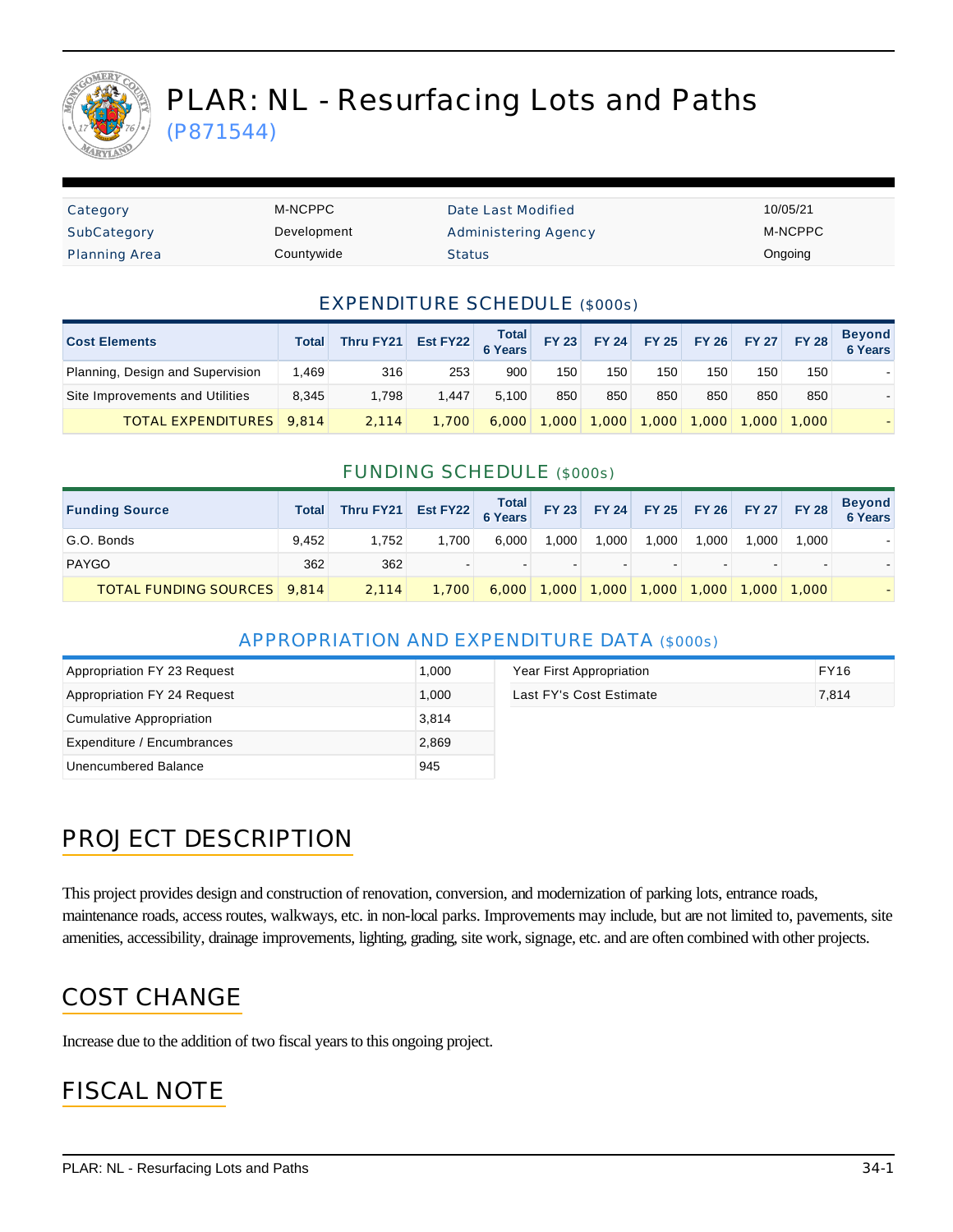# PLAR: NL - Resurfacing Lots and Paths

(P871544)

| | | | |
|---|---|---|---|
| Category | M-NCPPC | Date Last Modified | 10/05/21 |
| SubCategory | Development | Administering Agency | M-NCPPC |
| Planning Area | Countywide | Status | Ongoing |

## EXPENDITURE SCHEDULE ($000s)

| Cost Elements | Total | Thru FY21 | Est FY22 | Total 6 Years | FY 23 | FY 24 | FY 25 | FY 26 | FY 27 | FY 28 | Beyond 6 Years |
|---|---|---|---|---|---|---|---|---|---|---|---|
| Planning, Design and Supervision | 1,469 | 316 | 253 | 900 | 150 | 150 | 150 | 150 | 150 | 150 | - |
| Site Improvements and Utilities | 8,345 | 1,798 | 1,447 | 5,100 | 850 | 850 | 850 | 850 | 850 | 850 | - |
| TOTAL EXPENDITURES | 9,814 | 2,114 | 1,700 | 6,000 | 1,000 | 1,000 | 1,000 | 1,000 | 1,000 | 1,000 | - |

## FUNDING SCHEDULE ($000s)

| Funding Source | Total | Thru FY21 | Est FY22 | Total 6 Years | FY 23 | FY 24 | FY 25 | FY 26 | FY 27 | FY 28 | Beyond 6 Years |
|---|---|---|---|---|---|---|---|---|---|---|---|
| G.O. Bonds | 9,452 | 1,752 | 1,700 | 6,000 | 1,000 | 1,000 | 1,000 | 1,000 | 1,000 | 1,000 | - |
| PAYGO | 362 | 362 | - | - | - | - | - | - | - | - | - |
| TOTAL FUNDING SOURCES | 9,814 | 2,114 | 1,700 | 6,000 | 1,000 | 1,000 | 1,000 | 1,000 | 1,000 | 1,000 | - |

## APPROPRIATION AND EXPENDITURE DATA ($000s)

| | |
|---|---|
| Appropriation FY 23 Request | 1,000 |
| Appropriation FY 24 Request | 1,000 |
| Cumulative Appropriation | 3,814 |
| Expenditure / Encumbrances | 2,869 |
| Unencumbered Balance | 945 |

| | |
|---|---|
| Year First Appropriation | FY16 |
| Last FY's Cost Estimate | 7,814 |

## PROJECT DESCRIPTION

This project provides design and construction of renovation, conversion, and modernization of parking lots, entrance roads, maintenance roads, access routes, walkways, etc. in non-local parks. Improvements may include, but are not limited to, pavements, site amenities, accessibility, drainage improvements, lighting, grading, site work, signage, etc. and are often combined with other projects.

## COST CHANGE

Increase due to the addition of two fiscal years to this ongoing project.

## FISCAL NOTE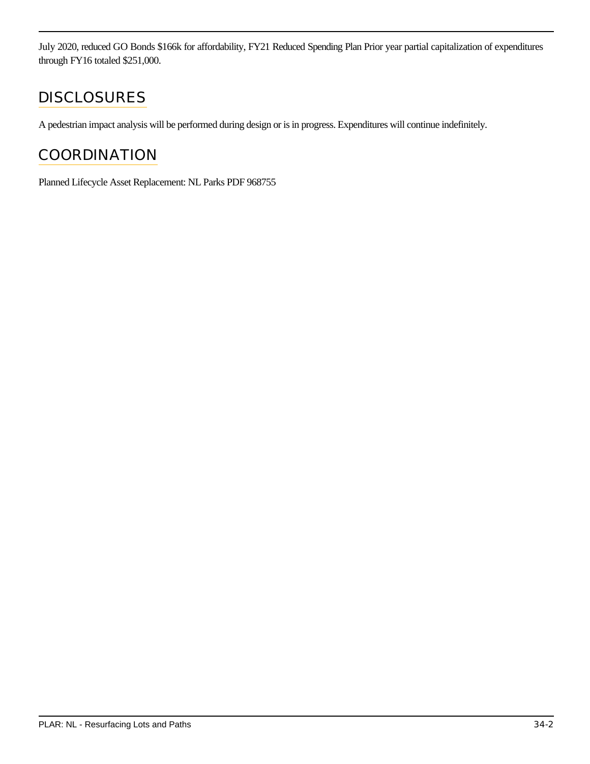July 2020, reduced GO Bonds $166k for affordability, FY21 Reduced Spending Plan Prior year partial capitalization of expenditures through FY16 totaled $251,000.

## DISCLOSURES

A pedestrian impact analysis will be performed during design or is in progress. Expenditures will continue indefinitely.

## COORDINATION

Planned Lifecycle Asset Replacement: NL Parks PDF 968755